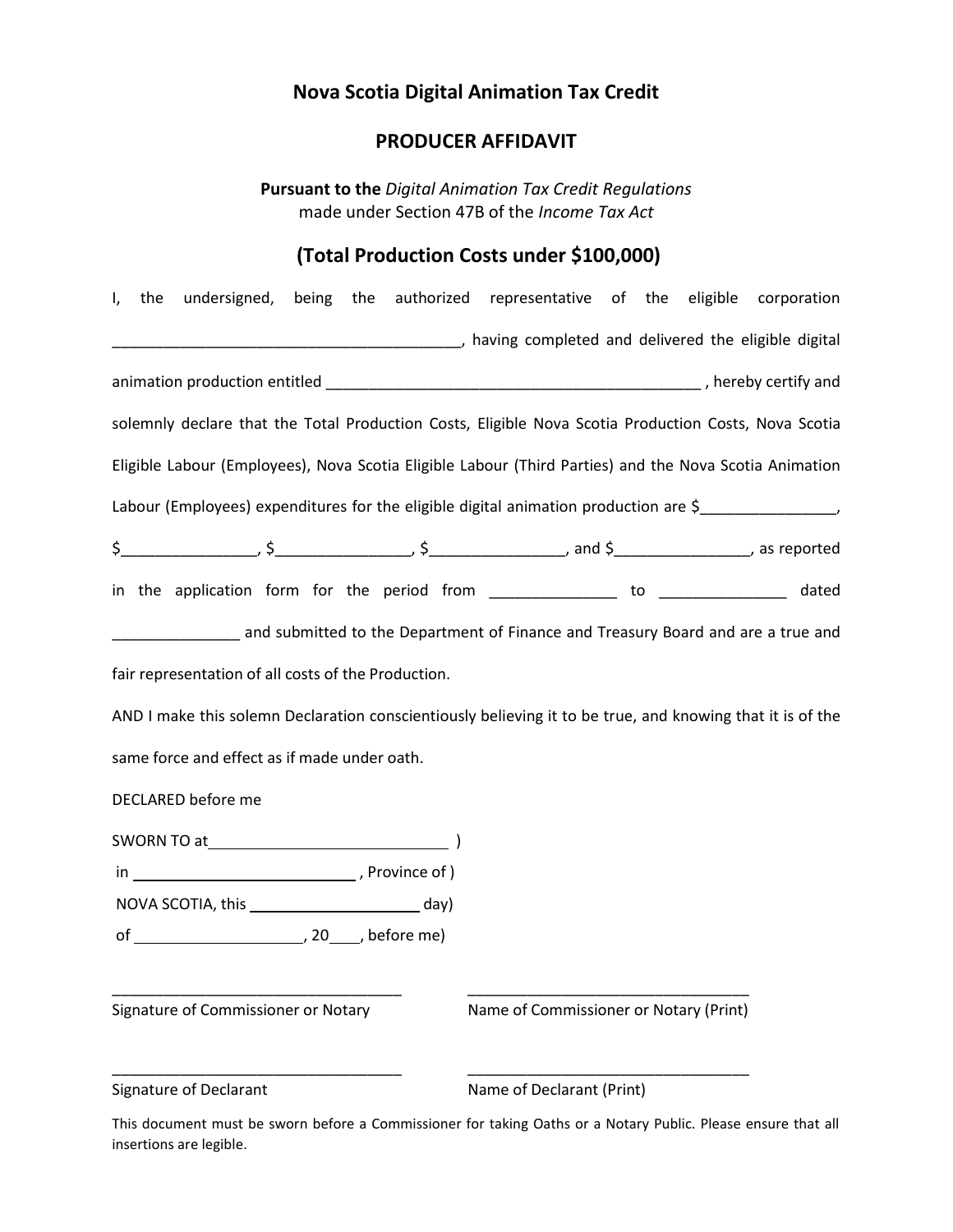# Nova Scotia Digital Animation Tax Credit

## PRODUCER AFFIDAVIT

**Pursuant to the** *Digital Animation Tax Credit Regulations*
made under Section 47B of the *Income Tax Act*

## (Total Production Costs under $100,000)

I, the undersigned, being the authorized representative of the eligible corporation ________________________________________, having completed and delivered the eligible digital animation production entitled ____________________________________________ , hereby certify and solemnly declare that the Total Production Costs, Eligible Nova Scotia Production Costs, Nova Scotia Eligible Labour (Employees), Nova Scotia Eligible Labour (Third Parties) and the Nova Scotia Animation Labour (Employees) expenditures for the eligible digital animation production are $________________, $________________, $________________, $________________, and $________________, as reported in the application form for the period from _______________ to _______________ dated _______________ and submitted to the Department of Finance and Treasury Board and are a true and fair representation of all costs of the Production.

AND I make this solemn Declaration conscientiously believing it to be true, and knowing that it is of the same force and effect as if made under oath.

DECLARED before me

SWORN TO at____________________________ )
in ____________________________ , Province of )
NOVA SCOTIA, this ______________________ day)
of ____________________, 20____, before me)

__________________________________
Signature of Commissioner or Notary

__________________________________
Name of Commissioner or Notary (Print)

__________________________________
Signature of Declarant

__________________________________
Name of Declarant (Print)

This document must be sworn before a Commissioner for taking Oaths or a Notary Public. Please ensure that all insertions are legible.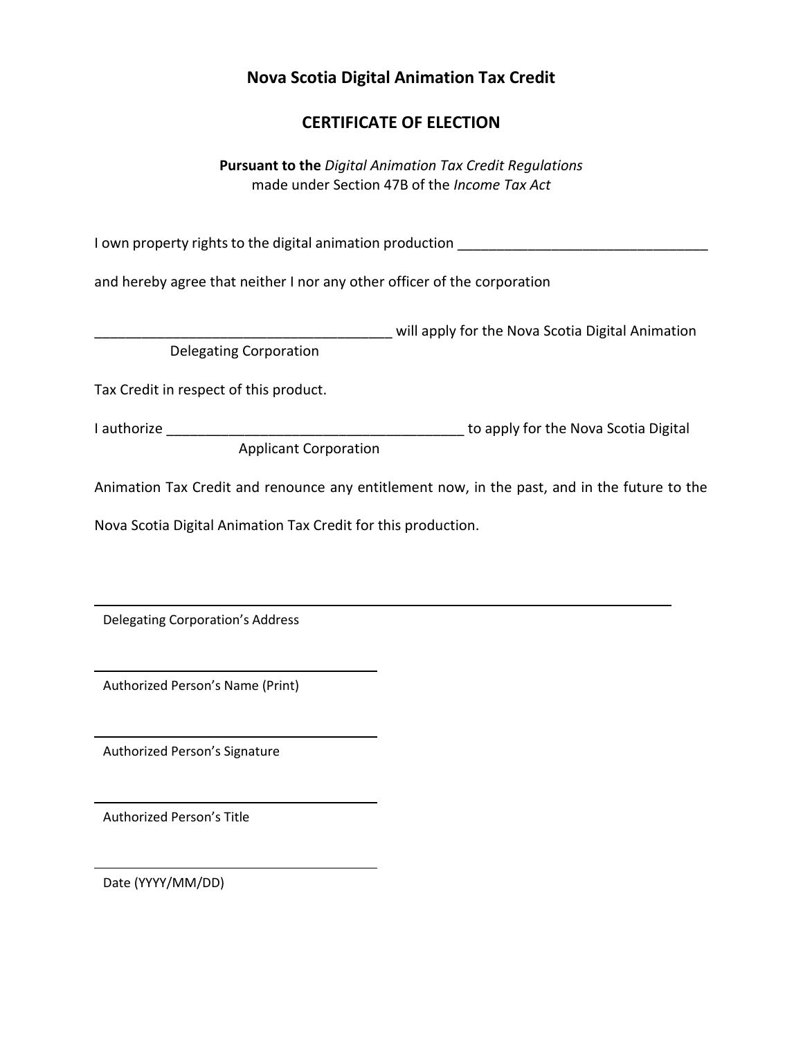# Nova Scotia Digital Animation Tax Credit

## CERTIFICATE OF ELECTION

**Pursuant to the** *Digital Animation Tax Credit Regulations*
made under Section 47B of the *Income Tax Act*

I own property rights to the digital animation production _______________________________

and hereby agree that neither I nor any other officer of the corporation

______________________________________ will apply for the Nova Scotia Digital Animation
Delegating Corporation

Tax Credit in respect of this product.

I authorize ______________________________________ to apply for the Nova Scotia Digital
Applicant Corporation

Animation Tax Credit and renounce any entitlement now, in the past, and in the future to the Nova Scotia Digital Animation Tax Credit for this production.

______________________________________
Delegating Corporation's Address

______________________________________
Authorized Person's Name (Print)

______________________________________
Authorized Person's Signature

______________________________________
Authorized Person's Title

______________________________________
Date (YYYY/MM/DD)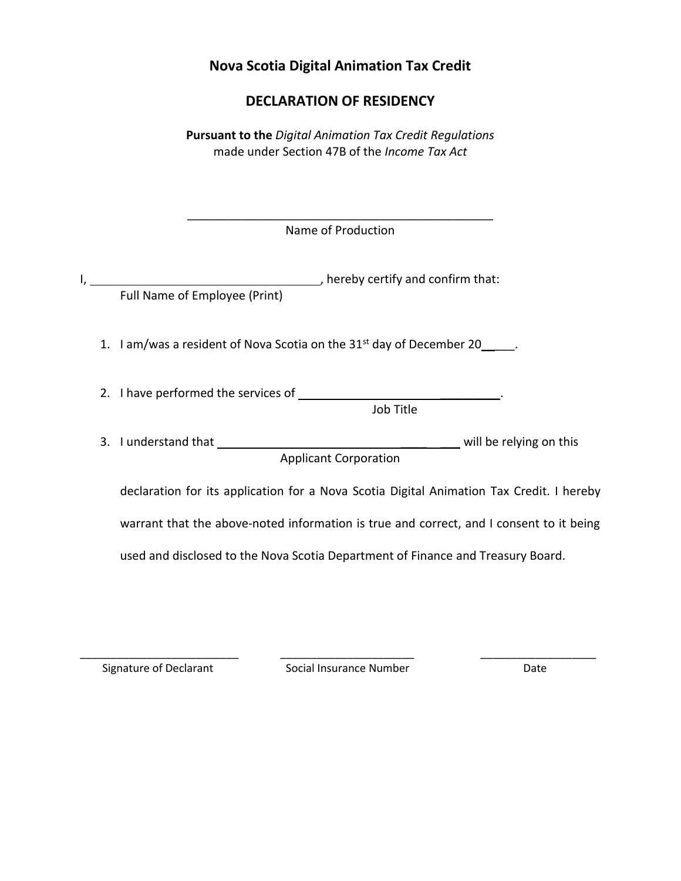# Nova Scotia Digital Animation Tax Credit

## DECLARATION OF RESIDENCY

**Pursuant to the** *Digital Animation Tax Credit Regulations*
made under Section 47B of the *Income Tax Act*

_______________________________________________
Name of Production

I, ___________________________________, hereby certify and confirm that:
Full Name of Employee (Print)

1. I am/was a resident of Nova Scotia on the 31st day of December 20_____.

2. I have performed the services of _________________________________.
   Job Title

3. I understand that _____________________________________ will be relying on this
   Applicant Corporation

   declaration for its application for a Nova Scotia Digital Animation Tax Credit. I hereby warrant that the above-noted information is true and correct, and I consent to it being used and disclosed to the Nova Scotia Department of Finance and Treasury Board.

| | | |
|---|---|---|
| _________________________ | _____________________ | ___________________ |
| Signature of Declarant | Social Insurance Number | Date |